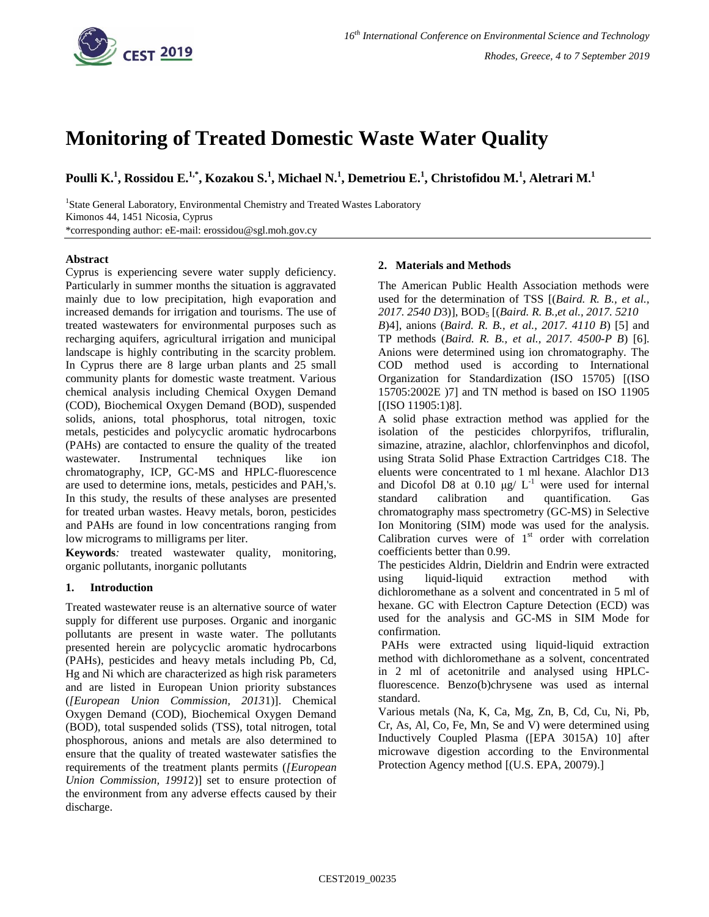# Monitoring of Treated Domestic Waste Water Quality

**Poulli K.[1], Rossidou E.[1,*], Kozakou S.[1], Michael N.[1], Demetriou E.[1], Christofidou M.[1], Aletrari M.[1]**

[1]State General Laboratory, Environmental Chemistry and Treated Wastes Laboratory
Kimonos 44, 1451 Nicosia, Cyprus
*corresponding author: eE-mail: erossidou@sgl.moh.gov.cy

**Abstract**

Cyprus is experiencing severe water supply deficiency. Particularly in summer months the situation is aggravated mainly due to low precipitation, high evaporation and increased demands for irrigation and tourisms. The use of treated wastewaters for environmental purposes such as recharging aquifers, agricultural irrigation and municipal landscape is highly contributing in the scarcity problem. In Cyprus there are 8 large urban plants and 25 small community plants for domestic waste treatment. Various chemical analysis including Chemical Oxygen Demand (COD), Biochemical Oxygen Demand (BOD), suspended solids, anions, total phosphorus, total nitrogen, toxic metals, pesticides and polycyclic aromatic hydrocarbons (PAHs) are contacted to ensure the quality of the treated wastewater. Instrumental techniques like ion chromatography, ICP, GC-MS and HPLC-fluorescence are used to determine ions, metals, pesticides and PAH,'s. In this study, the results of these analyses are presented for treated urban wastes. Heavy metals, boron, pesticides and PAHs are found in low concentrations ranging from low micrograms to milligrams per liter.

**Keywords***:* treated wastewater quality, monitoring, organic pollutants, inorganic pollutants

## 1. Introduction

Treated wastewater reuse is an alternative source of water supply for different use purposes. Organic and inorganic pollutants are present in waste water. The pollutants presented herein are polycyclic aromatic hydrocarbons (PAHs), pesticides and heavy metals including Pb, Cd, Hg and Ni which are characterized as high risk parameters and are listed in European Union priority substances (*[European Union Commission, 2013*1)]. Chemical Oxygen Demand (COD), Biochemical Oxygen Demand (BOD), total suspended solids (TSS), total nitrogen, total phosphorous, anions and metals are also determined to ensure that the quality of treated wastewater satisfies the requirements of the treatment plants permits (*[European Union Commission, 1991*2)] set to ensure protection of the environment from any adverse effects caused by their discharge.

## 2. Materials and Methods

The American Public Health Association methods were used for the determination of TSS [(*Baird. R. B., et al., 2017. 2540 D*3)], $BOD_5$ [(*Baird. R. B.,et al., 2017. 5210 B*)4], anions (*Baird. R. B., et al., 2017. 4110 B*) [5] and TP methods (*Baird. R. B., et al., 2017. 4500-P B*) [6]. Anions were determined using ion chromatography. The COD method used is according to International Organization for Standardization (ISO 15705) [(ISO 15705:2002E )7] and TN method is based on ISO 11905 [(ISO 11905:1)8].

A solid phase extraction method was applied for the isolation of the pesticides chlorpyrifos, trifluralin, simazine, atrazine, alachlor, chlorfenvinphos and dicofol, using Strata Solid Phase Extraction Cartridges C18. The eluents were concentrated to 1 ml hexane. Alachlor D13 and Dicofol D8 at 0.10 μg/ $L^{-1}$ were used for internal standard calibration and quantification. Gas chromatography mass spectrometry (GC-MS) in Selective Ion Monitoring (SIM) mode was used for the analysis. Calibration curves were of $1^{st}$ order with correlation coefficients better than 0.99.

The pesticides Aldrin, Dieldrin and Endrin were extracted using liquid-liquid extraction method with dichloromethane as a solvent and concentrated in 5 ml of hexane. GC with Electron Capture Detection (ECD) was used for the analysis and GC-MS in SIM Mode for confirmation.

PAHs were extracted using liquid-liquid extraction method with dichloromethane as a solvent, concentrated in 2 ml of acetonitrile and analysed using HPLC-fluorescence. Benzo(b)chrysene was used as internal standard.

Various metals (Na, K, Ca, Mg, Zn, B, Cd, Cu, Ni, Pb, Cr, As, Al, Co, Fe, Mn, Se and V) were determined using Inductively Coupled Plasma ([EPA 3015A) 10] after microwave digestion according to the Environmental Protection Agency method [(U.S. EPA, 20079).]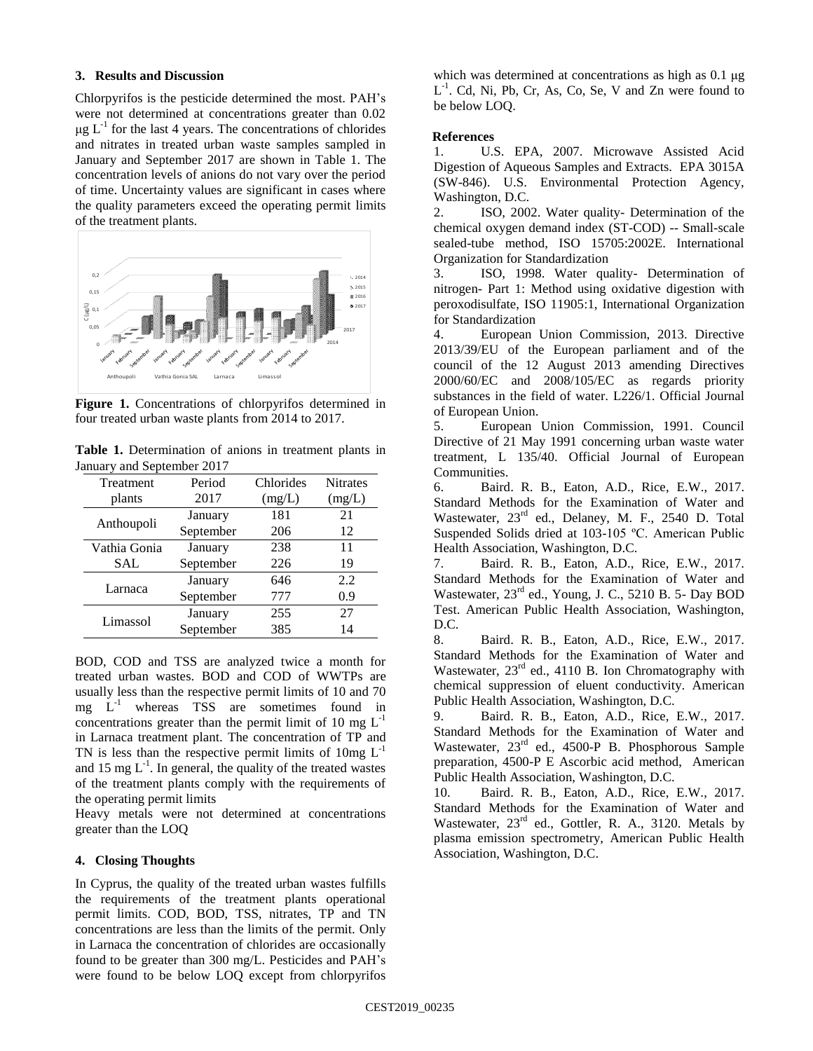## 3. Results and Discussion

Chlorpyrifos is the pesticide determined the most. PAH's were not determined at concentrations greater than 0.02 μg $L^{-1}$ for the last 4 years. The concentrations of chlorides and nitrates in treated urban waste samples sampled in January and September 2017 are shown in Table 1. The concentration levels of anions do not vary over the period of time. Uncertainty values are significant in cases where the quality parameters exceed the operating permit limits of the treatment plants.

0,2
0,15
C (μg/L)
0,1
0,05
0
January February September January February September January February September January February September
Anthoupoli Vathia Gonia SAL Larnaca Limassol
2014
2017
2014
2015
2016
2017

**Figure 1.** Concentrations of chlorpyrifos determined in four treated urban waste plants from 2014 to 2017.

**Table 1.** Determination of anions in treatment plants in January and September 2017

| Treatment plants | Period 2017 | Chlorides (mg/L) | Nitrates (mg/L) |
|---|---|---|---|
| Anthoupoli | January | 181 | 21 |
| | September | 206 | 12 |
| Vathia Gonia SAL | January | 238 | 11 |
| | September | 226 | 19 |
| Larnaca | January | 646 | 2.2 |
| | September | 777 | 0.9 |
| Limassol | January | 255 | 27 |
| | September | 385 | 14 |

BOD, COD and TSS are analyzed twice a month for treated urban wastes. BOD and COD of WWTPs are usually less than the respective permit limits of 10 and 70 mg $L^{-1}$ whereas TSS are sometimes found in concentrations greater than the permit limit of 10 mg $L^{-1}$ in Larnaca treatment plant. The concentration of TP and TN is less than the respective permit limits of 10mg $L^{-1}$ and 15 mg $L^{-1}$. In general, the quality of the treated wastes of the treatment plants comply with the requirements of the operating permit limits

Heavy metals were not determined at concentrations greater than the LOQ

## 4. Closing Thoughts

In Cyprus, the quality of the treated urban wastes fulfills the requirements of the treatment plants operational permit limits. COD, BOD, TSS, nitrates, TP and TN concentrations are less than the limits of the permit. Only in Larnaca the concentration of chlorides are occasionally found to be greater than 300 mg/L. Pesticides and PAH's were found to be below LOQ except from chlorpyrifos which was determined at concentrations as high as 0.1 μg $L^{-1}$. Cd, Ni, Pb, Cr, As, Co, Se, V and Zn were found to be below LOQ.

## References

1. U.S. EPA, 2007. Microwave Assisted Acid Digestion of Aqueous Samples and Extracts. EPA 3015A (SW-846). U.S. Environmental Protection Agency, Washington, D.C.
2. ISO, 2002. Water quality- Determination of the chemical oxygen demand index (ST-COD) -- Small-scale sealed-tube method, ISO 15705:2002E. International Organization for Standardization
3. ISO, 1998. Water quality- Determination of nitrogen- Part 1: Method using oxidative digestion with peroxodisulfate, ISO 11905:1, International Organization for Standardization
4. European Union Commission, 2013. Directive 2013/39/EU of the European parliament and of the council of the 12 August 2013 amending Directives 2000/60/EC and 2008/105/EC as regards priority substances in the field of water. L226/1. Official Journal of European Union.
5. European Union Commission, 1991. Council Directive of 21 May 1991 concerning urban waste water treatment, L 135/40. Official Journal of European Communities.
6. Baird. R. B., Eaton, A.D., Rice, E.W., 2017. Standard Methods for the Examination of Water and Wastewater, 23rd ed., Delaney, M. F., 2540 D. Total Suspended Solids dried at 103-105 ºC. American Public Health Association, Washington, D.C.
7. Baird. R. B., Eaton, A.D., Rice, E.W., 2017. Standard Methods for the Examination of Water and Wastewater, 23rd ed., Young, J. C., 5210 B. 5- Day BOD Test. American Public Health Association, Washington, D.C.
8. Baird. R. B., Eaton, A.D., Rice, E.W., 2017. Standard Methods for the Examination of Water and Wastewater, 23rd ed., 4110 B. Ion Chromatography with chemical suppression of eluent conductivity. American Public Health Association, Washington, D.C.
9. Baird. R. B., Eaton, A.D., Rice, E.W., 2017. Standard Methods for the Examination of Water and Wastewater, 23rd ed., 4500-P B. Phosphorous Sample preparation, 4500-P E Ascorbic acid method, American Public Health Association, Washington, D.C.
10. Baird. R. B., Eaton, A.D., Rice, E.W., 2017. Standard Methods for the Examination of Water and Wastewater, 23rd ed., Gottler, R. A., 3120. Metals by plasma emission spectrometry, American Public Health Association, Washington, D.C.